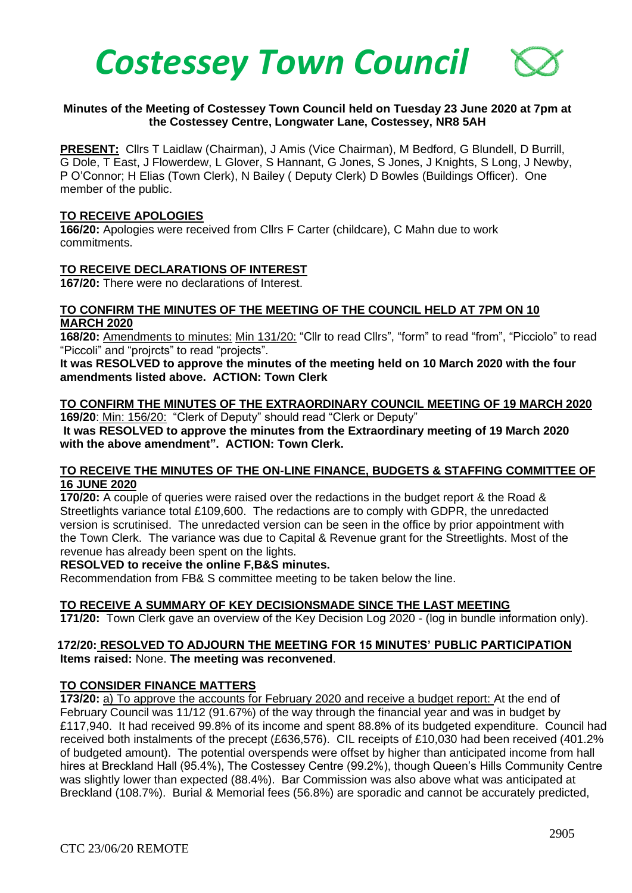# *Costessey Town Council*

**Minutes of the Meeting of Costessey Town Council held on Tuesday 23 June 2020 at 7pm at the Costessey Centre, Longwater Lane, Costessey, NR8 5AH**

**PRESENT:** Cllrs T Laidlaw (Chairman), J Amis (Vice Chairman), M Bedford, G Blundell, D Burrill, G Dole, T East, J Flowerdew, L Glover, S Hannant, G Jones, S Jones, J Knights, S Long, J Newby, P O'Connor; H Elias (Town Clerk), N Bailey ( Deputy Clerk) D Bowles (Buildings Officer). One member of the public.

**TO RECEIVE APOLOGIES**

**166/20:** Apologies were received from Cllrs F Carter (childcare), C Mahn due to work commitments.

**TO RECEIVE DECLARATIONS OF INTEREST**

**167/20:** There were no declarations of Interest.

**TO CONFIRM THE MINUTES OF THE MEETING OF THE COUNCIL HELD AT 7PM ON 10 MARCH 2020**

**168/20:** Amendments to minutes: Min 131/20: "Cllr to read Cllrs", "form" to read "from", "Picciolo" to read "Piccoli" and "projrcts" to read "projects".

**It was RESOLVED to approve the minutes of the meeting held on 10 March 2020 with the four amendments listed above. ACTION: Town Clerk**

**TO CONFIRM THE MINUTES OF THE EXTRAORDINARY COUNCIL MEETING OF 19 MARCH 2020**

**169/20**: Min: 156/20: "Clerk of Deputy" should read "Clerk or Deputy"

**It was RESOLVED to approve the minutes from the Extraordinary meeting of 19 March 2020 with the above amendment". ACTION: Town Clerk.**

**TO RECEIVE THE MINUTES OF THE ON-LINE FINANCE, BUDGETS & STAFFING COMMITTEE OF 16 JUNE 2020**

**170/20:** A couple of queries were raised over the redactions in the budget report & the Road & Streetlights variance total £109,600. The redactions are to comply with GDPR, the unredacted version is scrutinised. The unredacted version can be seen in the office by prior appointment with the Town Clerk. The variance was due to Capital & Revenue grant for the Streetlights. Most of the revenue has already been spent on the lights.

**RESOLVED to receive the online F,B&S minutes.**

Recommendation from FB& S committee meeting to be taken below the line.

**TO RECEIVE A SUMMARY OF KEY DECISIONSMADE SINCE THE LAST MEETING**

**171/20:** Town Clerk gave an overview of the Key Decision Log 2020 - (log in bundle information only).

**172/20: RESOLVED TO ADJOURN THE MEETING FOR 15 MINUTES' PUBLIC PARTICIPATION**
**Items raised:** None. **The meeting was reconvened**.

**TO CONSIDER FINANCE MATTERS**

**173/20:** a) To approve the accounts for February 2020 and receive a budget report: At the end of February Council was 11/12 (91.67%) of the way through the financial year and was in budget by £117,940. It had received 99.8% of its income and spent 88.8% of its budgeted expenditure. Council had received both instalments of the precept (£636,576). CIL receipts of £10,030 had been received (401.2% of budgeted amount). The potential overspends were offset by higher than anticipated income from hall hires at Breckland Hall (95.4%), The Costessey Centre (99.2%), though Queen's Hills Community Centre was slightly lower than expected (88.4%). Bar Commission was also above what was anticipated at Breckland (108.7%). Burial & Memorial fees (56.8%) are sporadic and cannot be accurately predicted,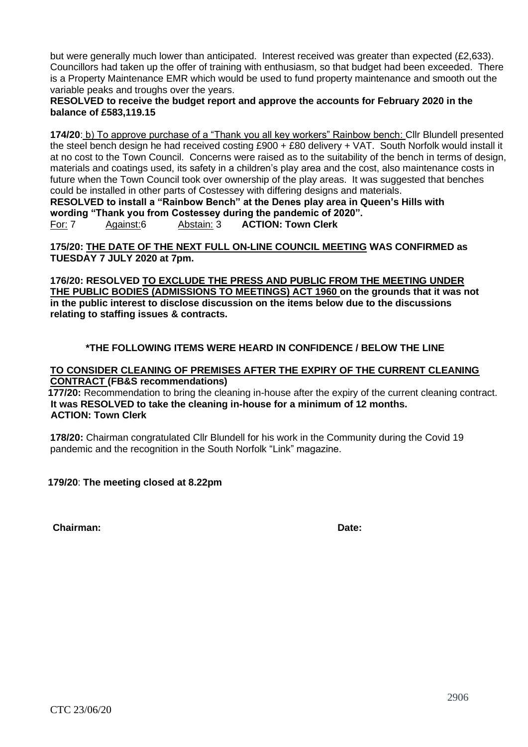but were generally much lower than anticipated. Interest received was greater than expected (£2,633). Councillors had taken up the offer of training with enthusiasm, so that budget had been exceeded. There is a Property Maintenance EMR which would be used to fund property maintenance and smooth out the variable peaks and troughs over the years.

**RESOLVED to receive the budget report and approve the accounts for February 2020 in the balance of £583,119.15**

**174/20**: b) To approve purchase of a "Thank you all key workers" Rainbow bench: Cllr Blundell presented the steel bench design he had received costing £900 + £80 delivery + VAT. South Norfolk would install it at no cost to the Town Council. Concerns were raised as to the suitability of the bench in terms of design, materials and coatings used, its safety in a children's play area and the cost, also maintenance costs in future when the Town Council took over ownership of the play areas. It was suggested that benches could be installed in other parts of Costessey with differing designs and materials.

**RESOLVED to install a "Rainbow Bench" at the Denes play area in Queen's Hills with wording "Thank you from Costessey during the pandemic of 2020".**

For: 7 Against: 6 Abstain: 3 **ACTION: Town Clerk**

**175/20: THE DATE OF THE NEXT FULL ON-LINE COUNCIL MEETING WAS CONFIRMED as TUESDAY 7 JULY 2020 at 7pm.**

**176/20: RESOLVED TO EXCLUDE THE PRESS AND PUBLIC FROM THE MEETING UNDER THE PUBLIC BODIES (ADMISSIONS TO MEETINGS) ACT 1960 on the grounds that it was not in the public interest to disclose discussion on the items below due to the discussions relating to staffing issues & contracts.**

**\*THE FOLLOWING ITEMS WERE HEARD IN CONFIDENCE / BELOW THE LINE**

**TO CONSIDER CLEANING OF PREMISES AFTER THE EXPIRY OF THE CURRENT CLEANING CONTRACT (FB&S recommendations)**

**177/20:** Recommendation to bring the cleaning in-house after the expiry of the current cleaning contract.
**It was RESOLVED to take the cleaning in-house for a minimum of 12 months.**
**ACTION: Town Clerk**

**178/20:** Chairman congratulated Cllr Blundell for his work in the Community during the Covid 19 pandemic and the recognition in the South Norfolk "Link" magazine.

**179/20**: **The meeting closed at 8.22pm**

**Chairman:** **Date:**